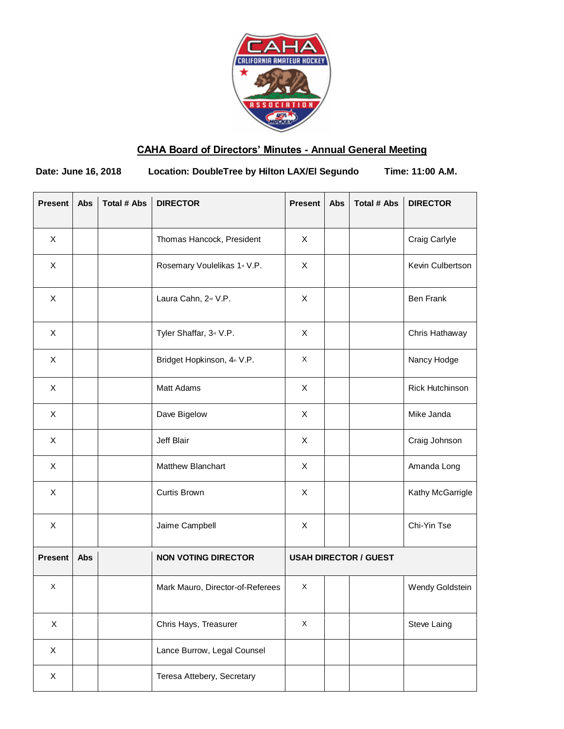## CAHA Board of Directors' Minutes - Annual General Meeting

**Date: June 16, 2018** **Location: DoubleTree by Hilton LAX/El Segundo** **Time: 11:00 A.M.**

| Present | Abs | Total # Abs | DIRECTOR | Present | Abs | Total # Abs | DIRECTOR |
|---|---|---|---|---|---|---|---|
| X | | | Thomas Hancock, President | X | | | Craig Carlyle |
| X | | | Rosemary Voulelikas 1st V.P. | X | | | Kevin Culbertson |
| X | | | Laura Cahn, 2nd V.P. | X | | | Ben Frank |
| X | | | Tyler Shaffar, 3rd V.P. | X | | | Chris Hathaway |
| X | | | Bridget Hopkinson, 4th V.P. | X | | | Nancy Hodge |
| X | | | Matt Adams | X | | | Rick Hutchinson |
| X | | | Dave Bigelow | X | | | Mike Janda |
| X | | | Jeff Blair | X | | | Craig Johnson |
| X | | | Matthew Blanchart | X | | | Amanda Long |
| X | | | Curtis Brown | X | | | Kathy McGarrigle |
| X | | | Jaime Campbell | X | | | Chi-Yin Tse |
| **Present** | **Abs** | | **NON VOTING DIRECTOR** | **USAH DIRECTOR / GUEST** | | | |
| X | | | Mark Mauro, Director-of-Referees | X | | | Wendy Goldstein |
| X | | | Chris Hays, Treasurer | X | | | Steve Laing |
| X | | | Lance Burrow, Legal Counsel | | | | |
| X | | | Teresa Attebery, Secretary | | | | |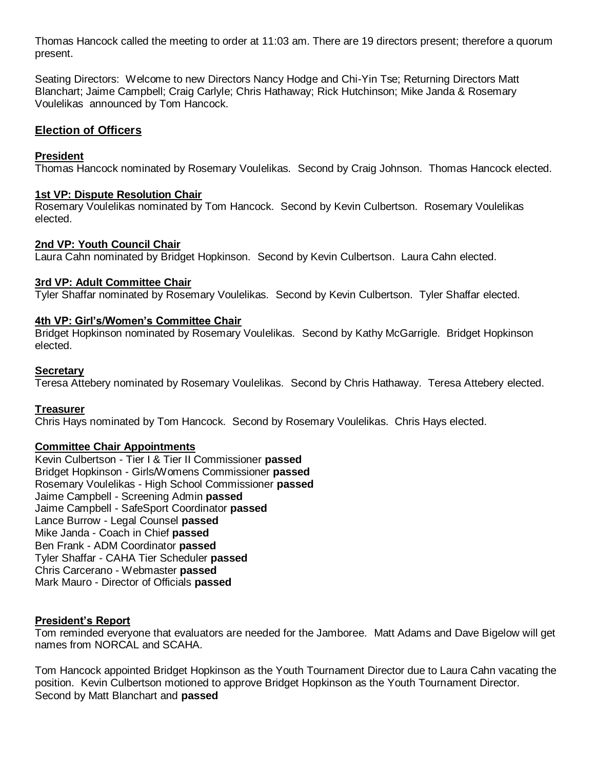Thomas Hancock called the meeting to order at 11:03 am. There are 19 directors present; therefore a quorum present.

Seating Directors: Welcome to new Directors Nancy Hodge and Chi-Yin Tse; Returning Directors Matt Blanchart; Jaime Campbell; Craig Carlyle; Chris Hathaway; Rick Hutchinson; Mike Janda & Rosemary Voulelikas announced by Tom Hancock.

## Election of Officers

### President

Thomas Hancock nominated by Rosemary Voulelikas. Second by Craig Johnson. Thomas Hancock elected.

### 1st VP: Dispute Resolution Chair

Rosemary Voulelikas nominated by Tom Hancock. Second by Kevin Culbertson. Rosemary Voulelikas elected.

### 2nd VP: Youth Council Chair

Laura Cahn nominated by Bridget Hopkinson. Second by Kevin Culbertson. Laura Cahn elected.

### 3rd VP: Adult Committee Chair

Tyler Shaffar nominated by Rosemary Voulelikas. Second by Kevin Culbertson. Tyler Shaffar elected.

### 4th VP: Girl's/Women's Committee Chair

Bridget Hopkinson nominated by Rosemary Voulelikas. Second by Kathy McGarrigle. Bridget Hopkinson elected.

### Secretary

Teresa Attebery nominated by Rosemary Voulelikas. Second by Chris Hathaway. Teresa Attebery elected.

### Treasurer

Chris Hays nominated by Tom Hancock. Second by Rosemary Voulelikas. Chris Hays elected.

### Committee Chair Appointments

Kevin Culbertson - Tier I & Tier II Commissioner **passed**
Bridget Hopkinson - Girls/Womens Commissioner **passed**
Rosemary Voulelikas - High School Commissioner **passed**
Jaime Campbell - Screening Admin **passed**
Jaime Campbell - SafeSport Coordinator **passed**
Lance Burrow - Legal Counsel **passed**
Mike Janda - Coach in Chief **passed**
Ben Frank - ADM Coordinator **passed**
Tyler Shaffar - CAHA Tier Scheduler **passed**
Chris Carcerano - Webmaster **passed**
Mark Mauro - Director of Officials **passed**

### President's Report

Tom reminded everyone that evaluators are needed for the Jamboree. Matt Adams and Dave Bigelow will get names from NORCAL and SCAHA.

Tom Hancock appointed Bridget Hopkinson as the Youth Tournament Director due to Laura Cahn vacating the position. Kevin Culbertson motioned to approve Bridget Hopkinson as the Youth Tournament Director. Second by Matt Blanchart and **passed**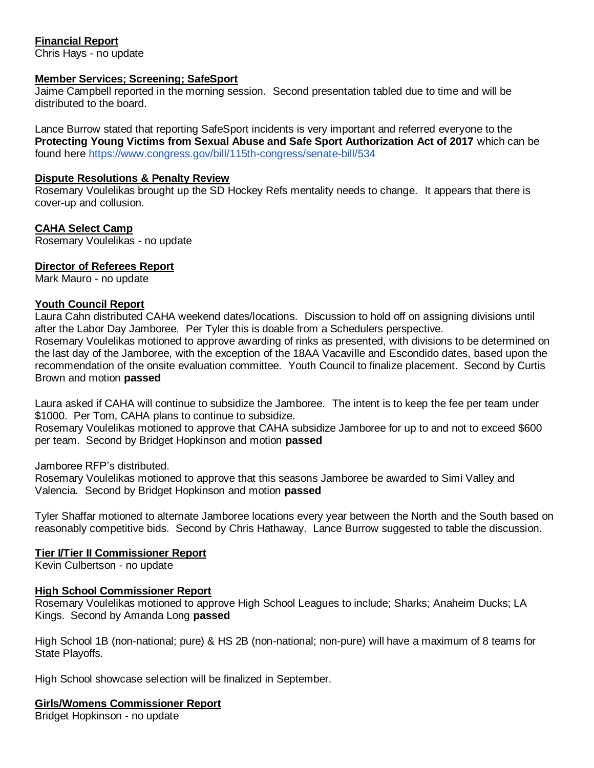**Financial Report**
Chris Hays - no update

**Member Services; Screening; SafeSport**
Jaime Campbell reported in the morning session. Second presentation tabled due to time and will be distributed to the board.

Lance Burrow stated that reporting SafeSport incidents is very important and referred everyone to the **Protecting Young Victims from Sexual Abuse and Safe Sport Authorization Act of 2017** which can be found here https://www.congress.gov/bill/115th-congress/senate-bill/534

**Dispute Resolutions & Penalty Review**
Rosemary Voulelikas brought up the SD Hockey Refs mentality needs to change. It appears that there is cover-up and collusion.

**CAHA Select Camp**
Rosemary Voulelikas - no update

**Director of Referees Report**
Mark Mauro - no update

**Youth Council Report**
Laura Cahn distributed CAHA weekend dates/locations. Discussion to hold off on assigning divisions until after the Labor Day Jamboree. Per Tyler this is doable from a Schedulers perspective.
Rosemary Voulelikas motioned to approve awarding of rinks as presented, with divisions to be determined on the last day of the Jamboree, with the exception of the 18AA Vacaville and Escondido dates, based upon the recommendation of the onsite evaluation committee. Youth Council to finalize placement. Second by Curtis Brown and motion **passed**

Laura asked if CAHA will continue to subsidize the Jamboree. The intent is to keep the fee per team under $1000. Per Tom, CAHA plans to continue to subsidize.
Rosemary Voulelikas motioned to approve that CAHA subsidize Jamboree for up to and not to exceed $600 per team. Second by Bridget Hopkinson and motion **passed**

Jamboree RFP's distributed.
Rosemary Voulelikas motioned to approve that this seasons Jamboree be awarded to Simi Valley and Valencia. Second by Bridget Hopkinson and motion **passed**

Tyler Shaffar motioned to alternate Jamboree locations every year between the North and the South based on reasonably competitive bids. Second by Chris Hathaway. Lance Burrow suggested to table the discussion.

**Tier I/Tier II Commissioner Report**
Kevin Culbertson - no update

**High School Commissioner Report**
Rosemary Voulelikas motioned to approve High School Leagues to include; Sharks; Anaheim Ducks; LA Kings. Second by Amanda Long **passed**

High School 1B (non-national; pure) & HS 2B (non-national; non-pure) will have a maximum of 8 teams for State Playoffs.

High School showcase selection will be finalized in September.

**Girls/Womens Commissioner Report**
Bridget Hopkinson - no update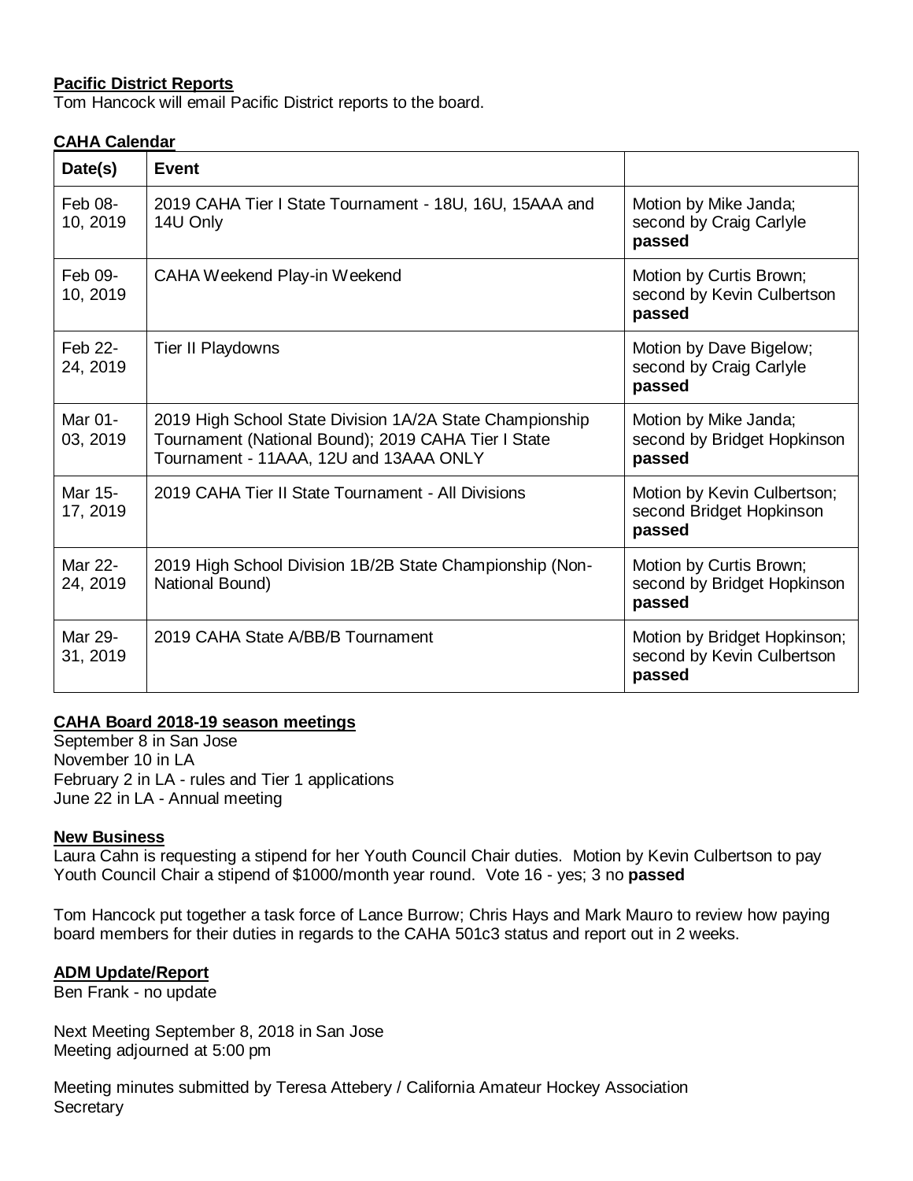**Pacific District Reports**

Tom Hancock will email Pacific District reports to the board.

**CAHA Calendar**

| Date(s) | Event | |
|---|---|---|
| Feb 08-10, 2019 | 2019 CAHA Tier I State Tournament - 18U, 16U, 15AAA and 14U Only | Motion by Mike Janda; second by Craig Carlyle **passed** |
| Feb 09-10, 2019 | CAHA Weekend Play-in Weekend | Motion by Curtis Brown; second by Kevin Culbertson **passed** |
| Feb 22-24, 2019 | Tier II Playdowns | Motion by Dave Bigelow; second by Craig Carlyle **passed** |
| Mar 01-03, 2019 | 2019 High School State Division 1A/2A State Championship Tournament (National Bound); 2019 CAHA Tier I State Tournament - 11AAA, 12U and 13AAA ONLY | Motion by Mike Janda; second by Bridget Hopkinson **passed** |
| Mar 15-17, 2019 | 2019 CAHA Tier II State Tournament - All Divisions | Motion by Kevin Culbertson; second Bridget Hopkinson **passed** |
| Mar 22-24, 2019 | 2019 High School Division 1B/2B State Championship (Non-National Bound) | Motion by Curtis Brown; second by Bridget Hopkinson **passed** |
| Mar 29-31, 2019 | 2019 CAHA State A/BB/B Tournament | Motion by Bridget Hopkinson; second by Kevin Culbertson **passed** |

**CAHA Board 2018-19 season meetings**

September 8 in San Jose
November 10 in LA
February 2 in LA - rules and Tier 1 applications
June 22 in LA - Annual meeting

**New Business**

Laura Cahn is requesting a stipend for her Youth Council Chair duties. Motion by Kevin Culbertson to pay Youth Council Chair a stipend of $1000/month year round. Vote 16 - yes; 3 no **passed**

Tom Hancock put together a task force of Lance Burrow; Chris Hays and Mark Mauro to review how paying board members for their duties in regards to the CAHA 501c3 status and report out in 2 weeks.

**ADM Update/Report**

Ben Frank - no update

Next Meeting September 8, 2018 in San Jose
Meeting adjourned at 5:00 pm

Meeting minutes submitted by Teresa Attebery / California Amateur Hockey Association Secretary